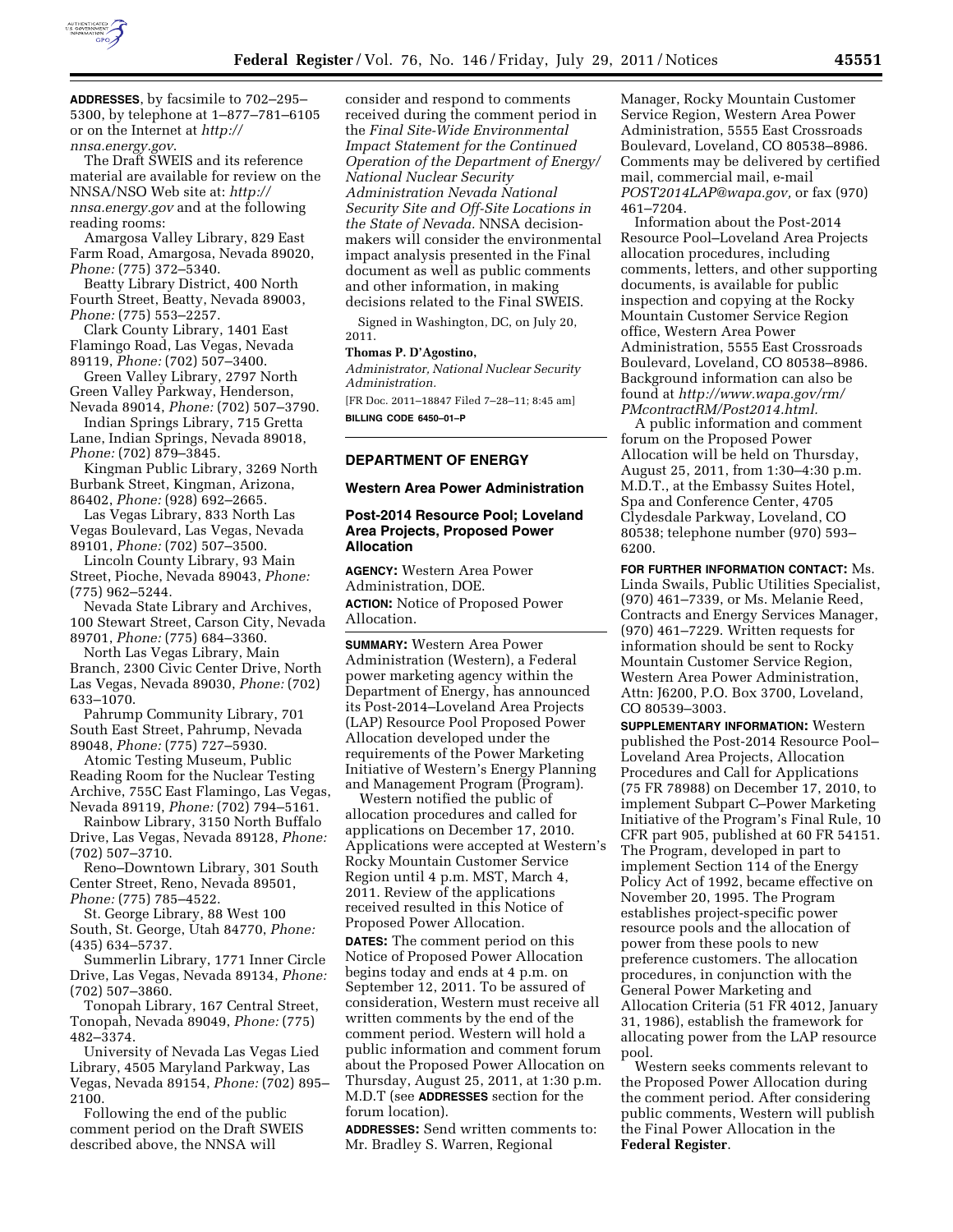**ADDRESSES**, by facsimile to 702–295–5300, by telephone at 1–877–781–6105 or on the Internet at *http://nnsa.energy.gov*.

The Draft SWEIS and its reference material are available for review on the NNSA/NSO Web site at: *http://nnsa.energy.gov* and at the following reading rooms:

Amargosa Valley Library, 829 East Farm Road, Amargosa, Nevada 89020, *Phone:* (775) 372–5340.

Beatty Library District, 400 North Fourth Street, Beatty, Nevada 89003, *Phone:* (775) 553–2257.

Clark County Library, 1401 East Flamingo Road, Las Vegas, Nevada 89119, *Phone:* (702) 507–3400.

Green Valley Library, 2797 North Green Valley Parkway, Henderson, Nevada 89014, *Phone:* (702) 507–3790.

Indian Springs Library, 715 Gretta Lane, Indian Springs, Nevada 89018, *Phone:* (702) 879–3845.

Kingman Public Library, 3269 North Burbank Street, Kingman, Arizona, 86402, *Phone:* (928) 692–2665.

Las Vegas Library, 833 North Las Vegas Boulevard, Las Vegas, Nevada 89101, *Phone:* (702) 507–3500.

Lincoln County Library, 93 Main Street, Pioche, Nevada 89043, *Phone:* (775) 962–5244.

Nevada State Library and Archives, 100 Stewart Street, Carson City, Nevada 89701, *Phone:* (775) 684–3360.

North Las Vegas Library, Main Branch, 2300 Civic Center Drive, North Las Vegas, Nevada 89030, *Phone:* (702) 633–1070.

Pahrump Community Library, 701 South East Street, Pahrump, Nevada 89048, *Phone:* (775) 727–5930.

Atomic Testing Museum, Public Reading Room for the Nuclear Testing Archive, 755C East Flamingo, Las Vegas, Nevada 89119, *Phone:* (702) 794–5161.

Rainbow Library, 3150 North Buffalo Drive, Las Vegas, Nevada 89128, *Phone:* (702) 507–3710.

Reno–Downtown Library, 301 South Center Street, Reno, Nevada 89501, *Phone:* (775) 785–4522.

St. George Library, 88 West 100 South, St. George, Utah 84770, *Phone:* (435) 634–5737.

Summerlin Library, 1771 Inner Circle Drive, Las Vegas, Nevada 89134, *Phone:* (702) 507–3860.

Tonopah Library, 167 Central Street, Tonopah, Nevada 89049, *Phone:* (775) 482–3374.

University of Nevada Las Vegas Lied Library, 4505 Maryland Parkway, Las Vegas, Nevada 89154, *Phone:* (702) 895–2100.

Following the end of the public comment period on the Draft SWEIS described above, the NNSA will consider and respond to comments received during the comment period in the *Final Site-Wide Environmental Impact Statement for the Continued Operation of the Department of Energy/National Nuclear Security Administration Nevada National Security Site and Off-Site Locations in the State of Nevada.* NNSA decision-makers will consider the environmental impact analysis presented in the Final document as well as public comments and other information, in making decisions related to the Final SWEIS.

Signed in Washington, DC, on July 20, 2011.

**Thomas P. D'Agostino,**

*Administrator, National Nuclear Security Administration.*

[FR Doc. 2011–18847 Filed 7–28–11; 8:45 am]

**BILLING CODE 6450–01–P**

## DEPARTMENT OF ENERGY

### Western Area Power Administration

### Post-2014 Resource Pool; Loveland Area Projects, Proposed Power Allocation

**AGENCY:** Western Area Power Administration, DOE.

**ACTION:** Notice of Proposed Power Allocation.

**SUMMARY:** Western Area Power Administration (Western), a Federal power marketing agency within the Department of Energy, has announced its Post-2014–Loveland Area Projects (LAP) Resource Pool Proposed Power Allocation developed under the requirements of the Power Marketing Initiative of Western's Energy Planning and Management Program (Program).

Western notified the public of allocation procedures and called for applications on December 17, 2010. Applications were accepted at Western's Rocky Mountain Customer Service Region until 4 p.m. MST, March 4, 2011. Review of the applications received resulted in this Notice of Proposed Power Allocation.

**DATES:** The comment period on this Notice of Proposed Power Allocation begins today and ends at 4 p.m. on September 12, 2011. To be assured of consideration, Western must receive all written comments by the end of the comment period. Western will hold a public information and comment forum about the Proposed Power Allocation on Thursday, August 25, 2011, at 1:30 p.m. M.D.T (see **ADDRESSES** section for the forum location).

**ADDRESSES:** Send written comments to: Mr. Bradley S. Warren, Regional Manager, Rocky Mountain Customer Service Region, Western Area Power Administration, 5555 East Crossroads Boulevard, Loveland, CO 80538–8986. Comments may be delivered by certified mail, commercial mail, e-mail *POST2014LAP@wapa.gov,* or fax (970) 461–7204.

Information about the Post-2014 Resource Pool–Loveland Area Projects allocation procedures, including comments, letters, and other supporting documents, is available for public inspection and copying at the Rocky Mountain Customer Service Region office, Western Area Power Administration, 5555 East Crossroads Boulevard, Loveland, CO 80538–8986. Background information can also be found at *http://www.wapa.gov/rm/PMcontractRM/Post2014.html.*

A public information and comment forum on the Proposed Power Allocation will be held on Thursday, August 25, 2011, from 1:30–4:30 p.m. M.D.T., at the Embassy Suites Hotel, Spa and Conference Center, 4705 Clydesdale Parkway, Loveland, CO 80538; telephone number (970) 593–6200.

**FOR FURTHER INFORMATION CONTACT:** Ms. Linda Swails, Public Utilities Specialist, (970) 461–7339, or Ms. Melanie Reed, Contracts and Energy Services Manager, (970) 461–7229. Written requests for information should be sent to Rocky Mountain Customer Service Region, Western Area Power Administration, Attn: J6200, P.O. Box 3700, Loveland, CO 80539–3003.

**SUPPLEMENTARY INFORMATION:** Western published the Post-2014 Resource Pool–Loveland Area Projects, Allocation Procedures and Call for Applications (75 FR 78988) on December 17, 2010, to implement Subpart C–Power Marketing Initiative of the Program's Final Rule, 10 CFR part 905, published at 60 FR 54151. The Program, developed in part to implement Section 114 of the Energy Policy Act of 1992, became effective on November 20, 1995. The Program establishes project-specific power resource pools and the allocation of power from these pools to new preference customers. The allocation procedures, in conjunction with the General Power Marketing and Allocation Criteria (51 FR 4012, January 31, 1986), establish the framework for allocating power from the LAP resource pool.

Western seeks comments relevant to the Proposed Power Allocation during the comment period. After considering public comments, Western will publish the Final Power Allocation in the **Federal Register**.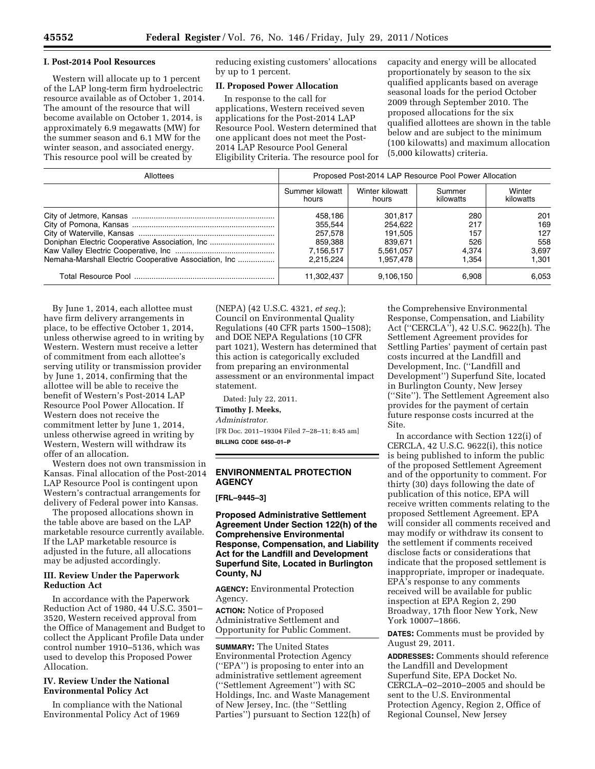### I. Post-2014 Pool Resources

Western will allocate up to 1 percent of the LAP long-term firm hydroelectric resource available as of October 1, 2014. The amount of the resource that will become available on October 1, 2014, is approximately 6.9 megawatts (MW) for the summer season and 6.1 MW for the winter season, and associated energy. This resource pool will be created by reducing existing customers' allocations by up to 1 percent.

### II. Proposed Power Allocation

In response to the call for applications, Western received seven applications for the Post-2014 LAP Resource Pool. Western determined that one applicant does not meet the Post-2014 LAP Resource Pool General Eligibility Criteria. The resource pool for capacity and energy will be allocated proportionately by season to the six qualified applicants based on average seasonal loads for the period October 2009 through September 2010. The proposed allocations for the six qualified allottees are shown in the table below and are subject to the minimum (100 kilowatts) and maximum allocation (5,000 kilowatts) criteria.

| Allottees | Proposed Post-2014 LAP Resource Pool Power Allocation | | | |
|---|---|---|---|---|
| | Summer kilowatt hours | Winter kilowatt hours | Summer kilowatts | Winter kilowatts |
| City of Jetmore, Kansas | 458,186 | 301,817 | 280 | 201 |
| City of Pomona, Kansas | 355,544 | 254,622 | 217 | 169 |
| City of Waterville, Kansas | 257,578 | 191,505 | 157 | 127 |
| Doniphan Electric Cooperative Association, Inc | 859,388 | 839,671 | 526 | 558 |
| Kaw Valley Electric Cooperative, Inc | 7,156,517 | 5,561,057 | 4,374 | 3,697 |
| Nemaha-Marshall Electric Cooperative Association, Inc | 2,215,224 | 1,957,478 | 1,354 | 1,301 |
| Total Resource Pool | 11,302,437 | 9,106,150 | 6,908 | 6,053 |

By June 1, 2014, each allottee must have firm delivery arrangements in place, to be effective October 1, 2014, unless otherwise agreed to in writing by Western. Western must receive a letter of commitment from each allottee's serving utility or transmission provider by June 1, 2014, confirming that the allottee will be able to receive the benefit of Western's Post-2014 LAP Resource Pool Power Allocation. If Western does not receive the commitment letter by June 1, 2014, unless otherwise agreed in writing by Western, Western will withdraw its offer of an allocation.

Western does not own transmission in Kansas. Final allocation of the Post-2014 LAP Resource Pool is contingent upon Western's contractual arrangements for delivery of Federal power into Kansas.

The proposed allocations shown in the table above are based on the LAP marketable resource currently available. If the LAP marketable resource is adjusted in the future, all allocations may be adjusted accordingly.

### III. Review Under the Paperwork Reduction Act

In accordance with the Paperwork Reduction Act of 1980, 44 U.S.C. 3501–3520, Western received approval from the Office of Management and Budget to collect the Applicant Profile Data under control number 1910–5136, which was used to develop this Proposed Power Allocation.

### IV. Review Under the National Environmental Policy Act

In compliance with the National Environmental Policy Act of 1969 (NEPA) (42 U.S.C. 4321, *et seq.*); Council on Environmental Quality Regulations (40 CFR parts 1500–1508); and DOE NEPA Regulations (10 CFR part 1021), Western has determined that this action is categorically excluded from preparing an environmental assessment or an environmental impact statement.

Dated: July 22, 2011.

**Timothy J. Meeks,**

*Administrator.*

[FR Doc. 2011–19304 Filed 7–28–11; 8:45 am]

**BILLING CODE 6450–01–P**

## ENVIRONMENTAL PROTECTION AGENCY

**[FRL–9445–3]**

## Proposed Administrative Settlement Agreement Under Section 122(h) of the Comprehensive Environmental Response, Compensation, and Liability Act for the Landfill and Development Superfund Site, Located in Burlington County, NJ

**AGENCY:** Environmental Protection Agency.

**ACTION:** Notice of Proposed Administrative Settlement and Opportunity for Public Comment.

**SUMMARY:** The United States Environmental Protection Agency (''EPA'') is proposing to enter into an administrative settlement agreement (''Settlement Agreement'') with SC Holdings, Inc. and Waste Management of New Jersey, Inc. (the ''Settling Parties'') pursuant to Section 122(h) of the Comprehensive Environmental Response, Compensation, and Liability Act (''CERCLA''), 42 U.S.C. 9622(h). The Settlement Agreement provides for Settling Parties' payment of certain past costs incurred at the Landfill and Development, Inc. (''Landfill and Development'') Superfund Site, located in Burlington County, New Jersey (''Site''). The Settlement Agreement also provides for the payment of certain future response costs incurred at the Site.

In accordance with Section 122(i) of CERCLA, 42 U.S.C. 9622(i), this notice is being published to inform the public of the proposed Settlement Agreement and of the opportunity to comment. For thirty (30) days following the date of publication of this notice, EPA will receive written comments relating to the proposed Settlement Agreement. EPA will consider all comments received and may modify or withdraw its consent to the settlement if comments received disclose facts or considerations that indicate that the proposed settlement is inappropriate, improper or inadequate. EPA's response to any comments received will be available for public inspection at EPA Region 2, 290 Broadway, 17th floor New York, New York 10007–1866.

**DATES:** Comments must be provided by August 29, 2011.

**ADDRESSES:** Comments should reference the Landfill and Development Superfund Site, EPA Docket No. CERCLA–02–2010–2005 and should be sent to the U.S. Environmental Protection Agency, Region 2, Office of Regional Counsel, New Jersey